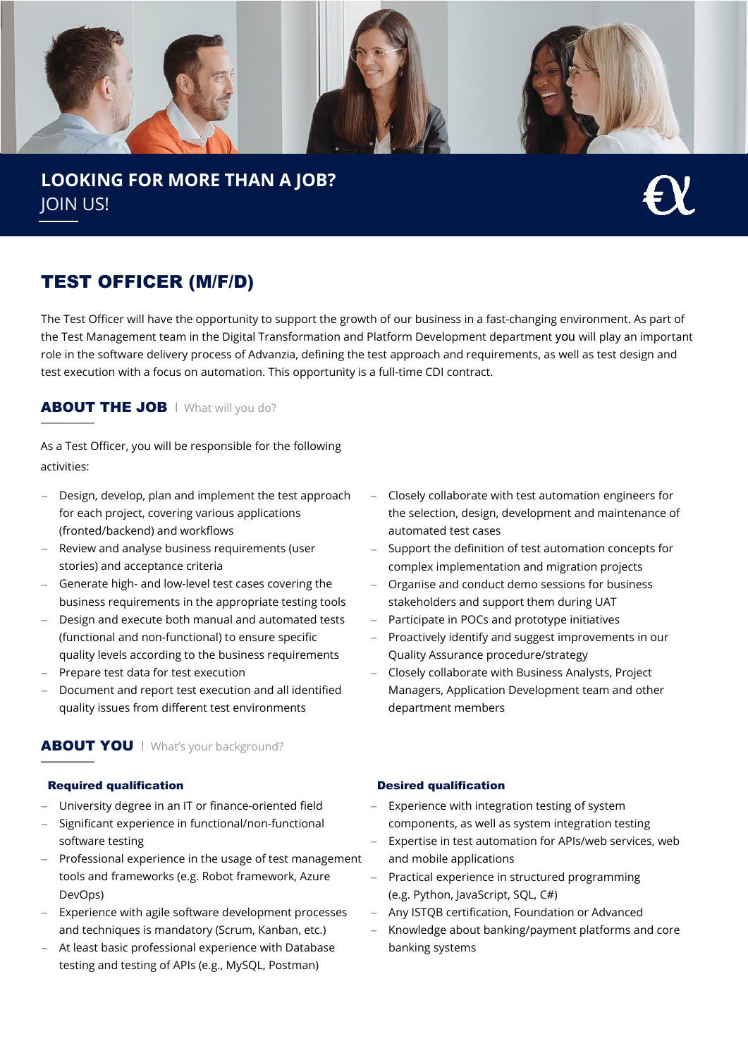**LOOKING FOR MORE THAN A JOB?**
JOIN US!

# TEST OFFICER (M/F/D)

The Test Officer will have the opportunity to support the growth of our business in a fast-changing environment. As part of the Test Management team in the Digital Transformation and Platform Development department you will play an important role in the software delivery process of Advanzia, defining the test approach and requirements, as well as test design and test execution with a focus on automation. This opportunity is a full-time CDI contract.

## ABOUT THE JOB | What will you do?

As a Test Officer, you will be responsible for the following activities:

- Design, develop, plan and implement the test approach for each project, covering various applications (fronted/backend) and workflows
- Review and analyse business requirements (user stories) and acceptance criteria
- Generate high- and low-level test cases covering the business requirements in the appropriate testing tools
- Design and execute both manual and automated tests (functional and non-functional) to ensure specific quality levels according to the business requirements
- Prepare test data for test execution
- Document and report test execution and all identified quality issues from different test environments
- Closely collaborate with test automation engineers for the selection, design, development and maintenance of automated test cases
- Support the definition of test automation concepts for complex implementation and migration projects
- Organise and conduct demo sessions for business stakeholders and support them during UAT
- Participate in POCs and prototype initiatives
- Proactively identify and suggest improvements in our Quality Assurance procedure/strategy
- Closely collaborate with Business Analysts, Project Managers, Application Development team and other department members

## ABOUT YOU | What's your background?

### Required qualification

- University degree in an IT or finance-oriented field
- Significant experience in functional/non-functional software testing
- Professional experience in the usage of test management tools and frameworks (e.g. Robot framework, Azure DevOps)
- Experience with agile software development processes and techniques is mandatory (Scrum, Kanban, etc.)
- At least basic professional experience with Database testing and testing of APIs (e.g., MySQL, Postman)

### Desired qualification

- Experience with integration testing of system components, as well as system integration testing
- Expertise in test automation for APIs/web services, web and mobile applications
- Practical experience in structured programming (e.g. Python, JavaScript, SQL, C#)
- Any ISTQB certification, Foundation or Advanced
- Knowledge about banking/payment platforms and core banking systems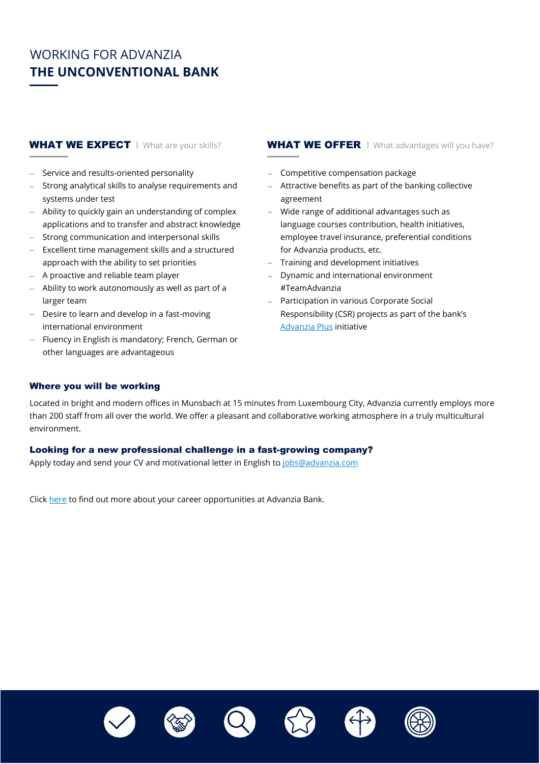# WORKING FOR ADVANZIA
# THE UNCONVENTIONAL BANK

## WHAT WE EXPECT | What are your skills?

- Service and results-oriented personality
- Strong analytical skills to analyse requirements and systems under test
- Ability to quickly gain an understanding of complex applications and to transfer and abstract knowledge
- Strong communication and interpersonal skills
- Excellent time management skills and a structured approach with the ability to set priorities
- A proactive and reliable team player
- Ability to work autonomously as well as part of a larger team
- Desire to learn and develop in a fast-moving international environment
- Fluency in English is mandatory; French, German or other languages are advantageous

## WHAT WE OFFER | What advantages will you have?

- Competitive compensation package
- Attractive benefits as part of the banking collective agreement
- Wide range of additional advantages such as language courses contribution, health initiatives, employee travel insurance, preferential conditions for Advanzia products, etc.
- Training and development initiatives
- Dynamic and international environment #TeamAdvanzia
- Participation in various Corporate Social Responsibility (CSR) projects as part of the bank's Advanzia Plus initiative

### Where you will be working

Located in bright and modern offices in Munsbach at 15 minutes from Luxembourg City, Advanzia currently employs more than 200 staff from all over the world. We offer a pleasant and collaborative working atmosphere in a truly multicultural environment.

### Looking for a new professional challenge in a fast-growing company?

Apply today and send your CV and motivational letter in English to jobs@advanzia.com

Click here to find out more about your career opportunities at Advanzia Bank.